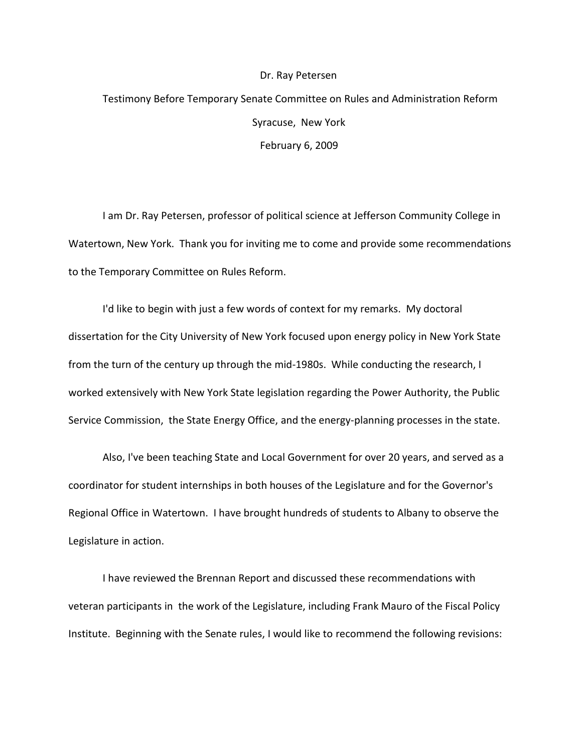Dr. Ray Petersen

Testimony Before Temporary Senate Committee on Rules and Administration Reform

Syracuse, New York

February 6, 2009

I am Dr. Ray Petersen, professor of political science at Jefferson Community College in Watertown, New York. Thank you for inviting me to come and provide some recommendations to the Temporary Committee on Rules Reform.

I'd like to begin with just a few words of context for my remarks. My doctoral dissertation for the City University of New York focused upon energy policy in New York State from the turn of the century up through the mid-1980s. While conducting the research, I worked extensively with New York State legislation regarding the Power Authority, the Public Service Commission, the State Energy Office, and the energy-planning processes in the state.

Also, I've been teaching State and Local Government for over 20 years, and served as a coordinator for student internships in both houses of the Legislature and for the Governor's Regional Office in Watertown. I have brought hundreds of students to Albany to observe the Legislature in action.

I have reviewed the Brennan Report and discussed these recommendations with veteran participants in the work of the Legislature, including Frank Mauro of the Fiscal Policy Institute. Beginning with the Senate rules, I would like to recommend the following revisions: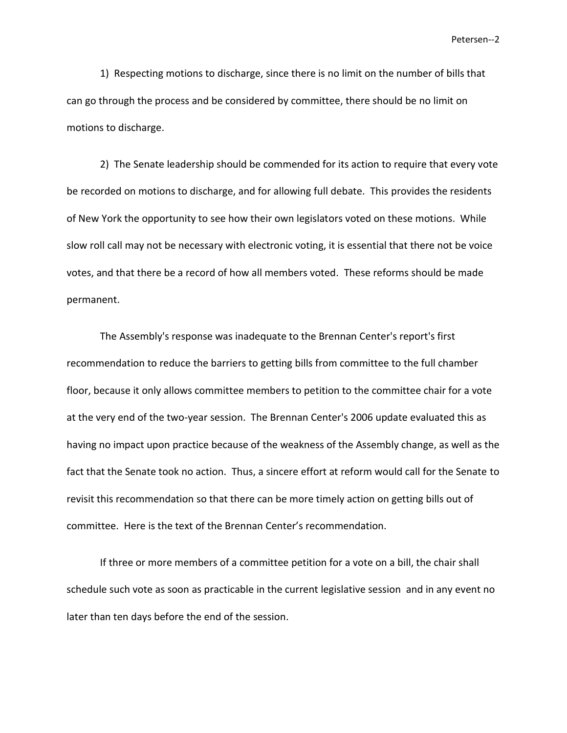1) Respecting motions to discharge, since there is no limit on the number of bills that can go through the process and be considered by committee, there should be no limit on motions to discharge.

2) The Senate leadership should be commended for its action to require that every vote be recorded on motions to discharge, and for allowing full debate. This provides the residents of New York the opportunity to see how their own legislators voted on these motions. While slow roll call may not be necessary with electronic voting, it is essential that there not be voice votes, and that there be a record of how all members voted. These reforms should be made permanent.

The Assembly's response was inadequate to the Brennan Center's report's first recommendation to reduce the barriers to getting bills from committee to the full chamber floor, because it only allows committee members to petition to the committee chair for a vote at the very end of the two-year session. The Brennan Center's 2006 update evaluated this as having no impact upon practice because of the weakness of the Assembly change, as well as the fact that the Senate took no action. Thus, a sincere effort at reform would call for the Senate to revisit this recommendation so that there can be more timely action on getting bills out of committee. Here is the text of the Brennan Center's recommendation.

If three or more members of a committee petition for a vote on a bill, the chair shall schedule such vote as soon as practicable in the current legislative session and in any event no later than ten days before the end of the session.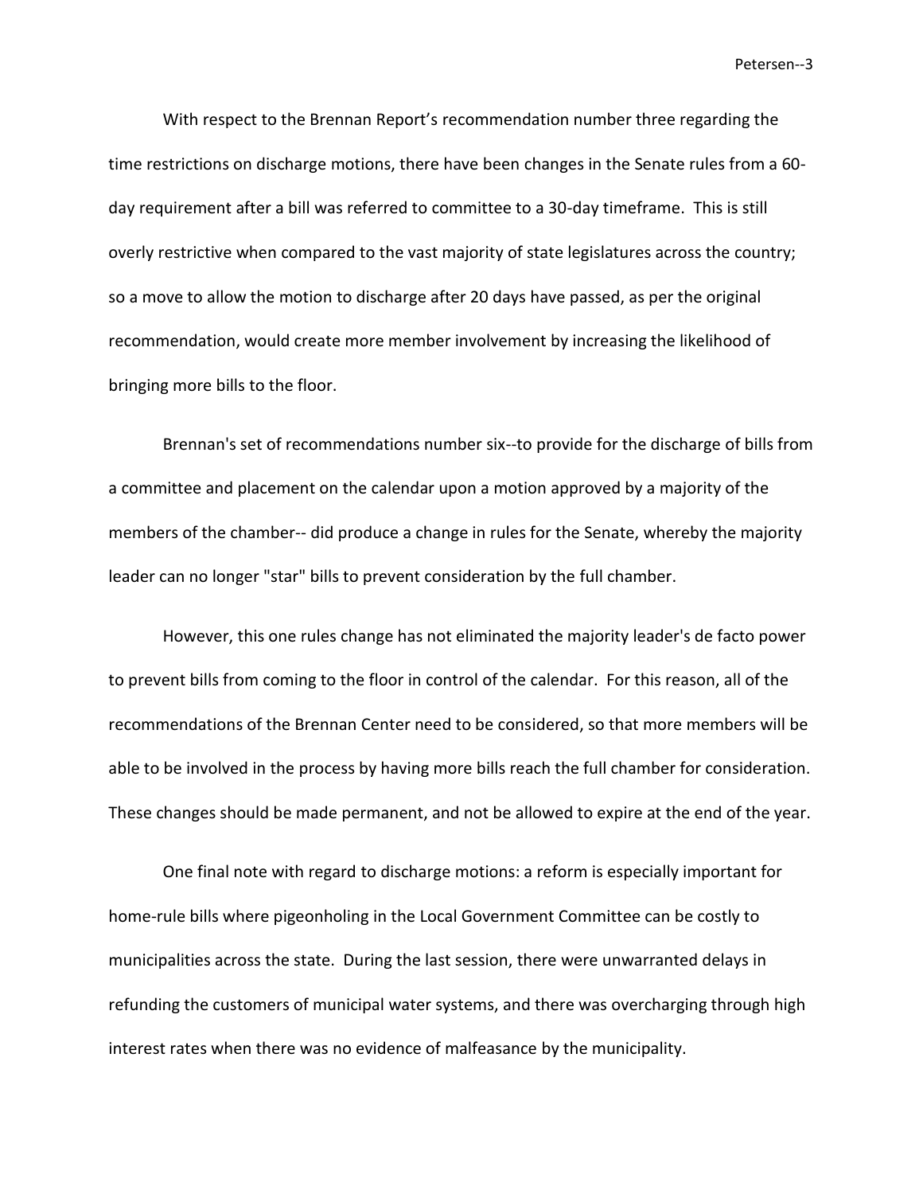With respect to the Brennan Report's recommendation number three regarding the time restrictions on discharge motions, there have been changes in the Senate rules from a 60-day requirement after a bill was referred to committee to a 30-day timeframe.  This is still overly restrictive when compared to the vast majority of state legislatures across the country; so a move to allow the motion to discharge after 20 days have passed, as per the original recommendation, would create more member involvement by increasing the likelihood of bringing more bills to the floor.

Brennan's set of recommendations number six--to provide for the discharge of bills from a committee and placement on the calendar upon a motion approved by a majority of the members of the chamber-- did produce a change in rules for the Senate, whereby the majority leader can no longer "star" bills to prevent consideration by the full chamber.

However, this one rules change has not eliminated the majority leader's de facto power to prevent bills from coming to the floor in control of the calendar.  For this reason, all of the recommendations of the Brennan Center need to be considered, so that more members will be able to be involved in the process by having more bills reach the full chamber for consideration. These changes should be made permanent, and not be allowed to expire at the end of the year.

One final note with regard to discharge motions: a reform is especially important for home-rule bills where pigeonholing in the Local Government Committee can be costly to municipalities across the state.  During the last session, there were unwarranted delays in refunding the customers of municipal water systems, and there was overcharging through high interest rates when there was no evidence of malfeasance by the municipality.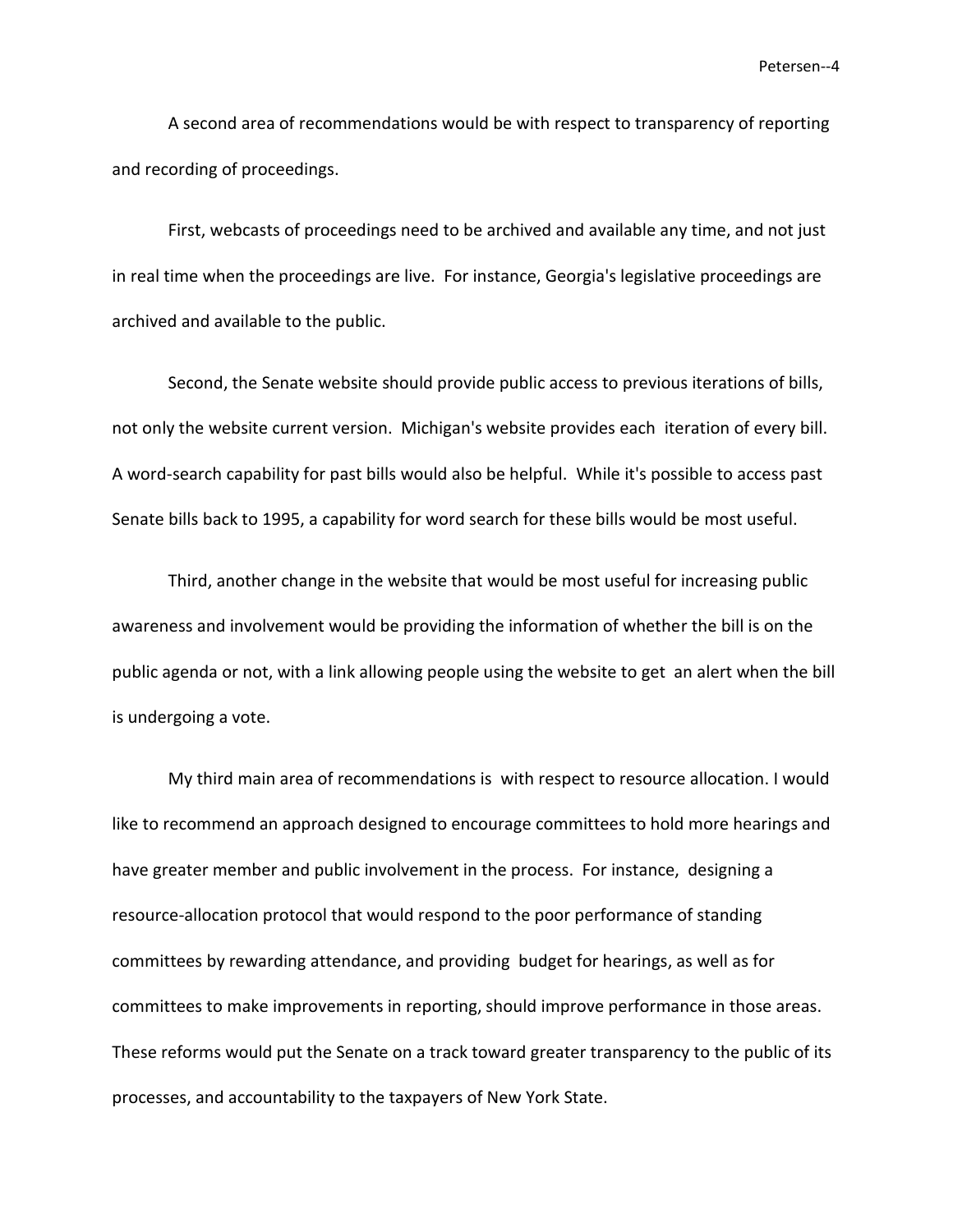A second area of recommendations would be with respect to transparency of reporting and recording of proceedings.

First, webcasts of proceedings need to be archived and available any time, and not just in real time when the proceedings are live. For instance, Georgia's legislative proceedings are archived and available to the public.

Second, the Senate website should provide public access to previous iterations of bills, not only the website current version. Michigan's website provides each iteration of every bill. A word-search capability for past bills would also be helpful. While it's possible to access past Senate bills back to 1995, a capability for word search for these bills would be most useful.

Third, another change in the website that would be most useful for increasing public awareness and involvement would be providing the information of whether the bill is on the public agenda or not, with a link allowing people using the website to get an alert when the bill is undergoing a vote.

My third main area of recommendations is with respect to resource allocation. I would like to recommend an approach designed to encourage committees to hold more hearings and have greater member and public involvement in the process. For instance, designing a resource-allocation protocol that would respond to the poor performance of standing committees by rewarding attendance, and providing budget for hearings, as well as for committees to make improvements in reporting, should improve performance in those areas. These reforms would put the Senate on a track toward greater transparency to the public of its processes, and accountability to the taxpayers of New York State.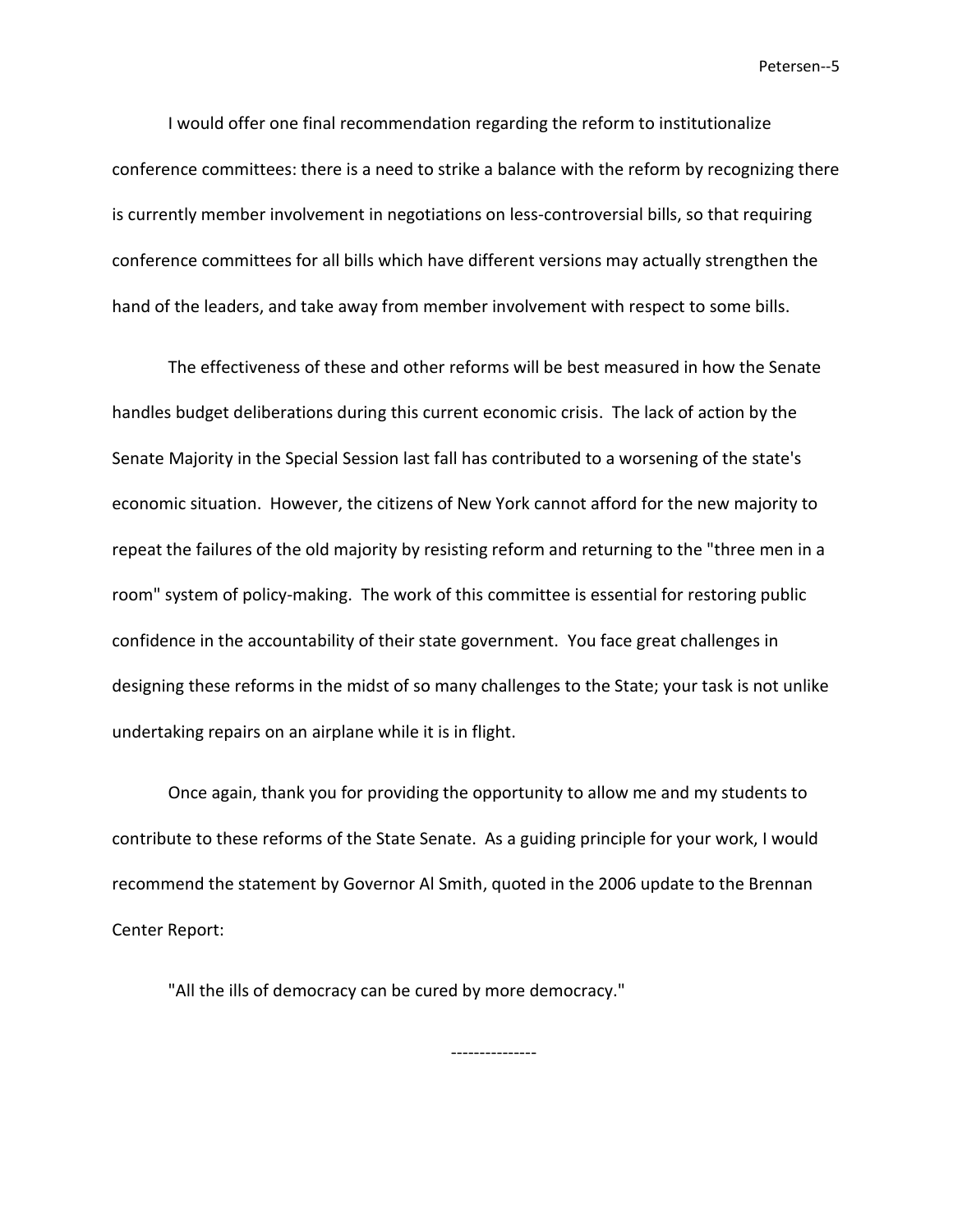I would offer one final recommendation regarding the reform to institutionalize conference committees: there is a need to strike a balance with the reform by recognizing there is currently member involvement in negotiations on less-controversial bills, so that requiring conference committees for all bills which have different versions may actually strengthen the hand of the leaders, and take away from member involvement with respect to some bills.

The effectiveness of these and other reforms will be best measured in how the Senate handles budget deliberations during this current economic crisis. The lack of action by the Senate Majority in the Special Session last fall has contributed to a worsening of the state's economic situation. However, the citizens of New York cannot afford for the new majority to repeat the failures of the old majority by resisting reform and returning to the "three men in a room" system of policy-making. The work of this committee is essential for restoring public confidence in the accountability of their state government. You face great challenges in designing these reforms in the midst of so many challenges to the State; your task is not unlike undertaking repairs on an airplane while it is in flight.

Once again, thank you for providing the opportunity to allow me and my students to contribute to these reforms of the State Senate. As a guiding principle for your work, I would recommend the statement by Governor Al Smith, quoted in the 2006 update to the Brennan Center Report:

"All the ills of democracy can be cured by more democracy."

---------------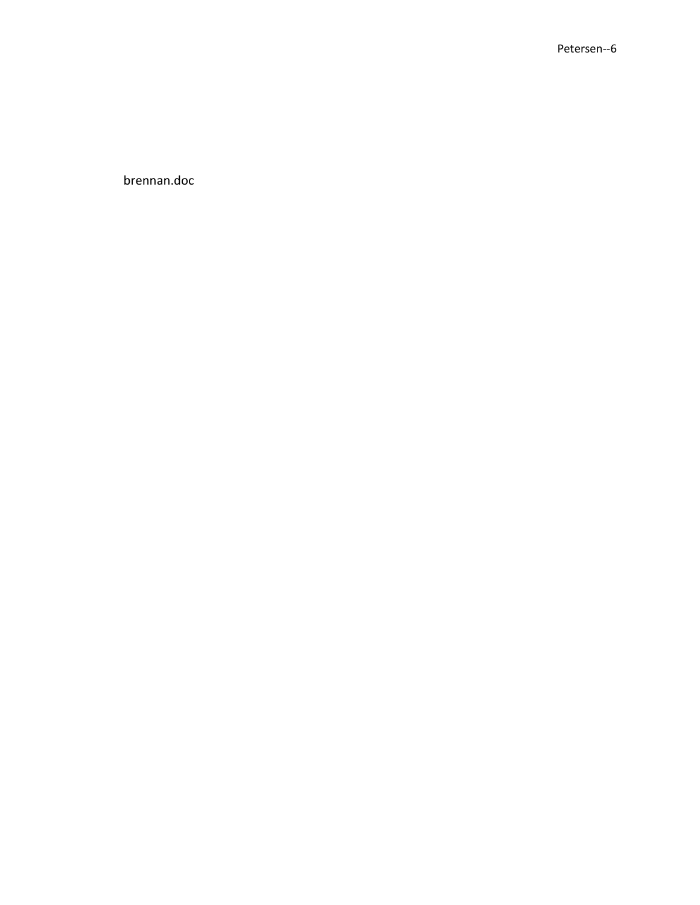brennan.doc